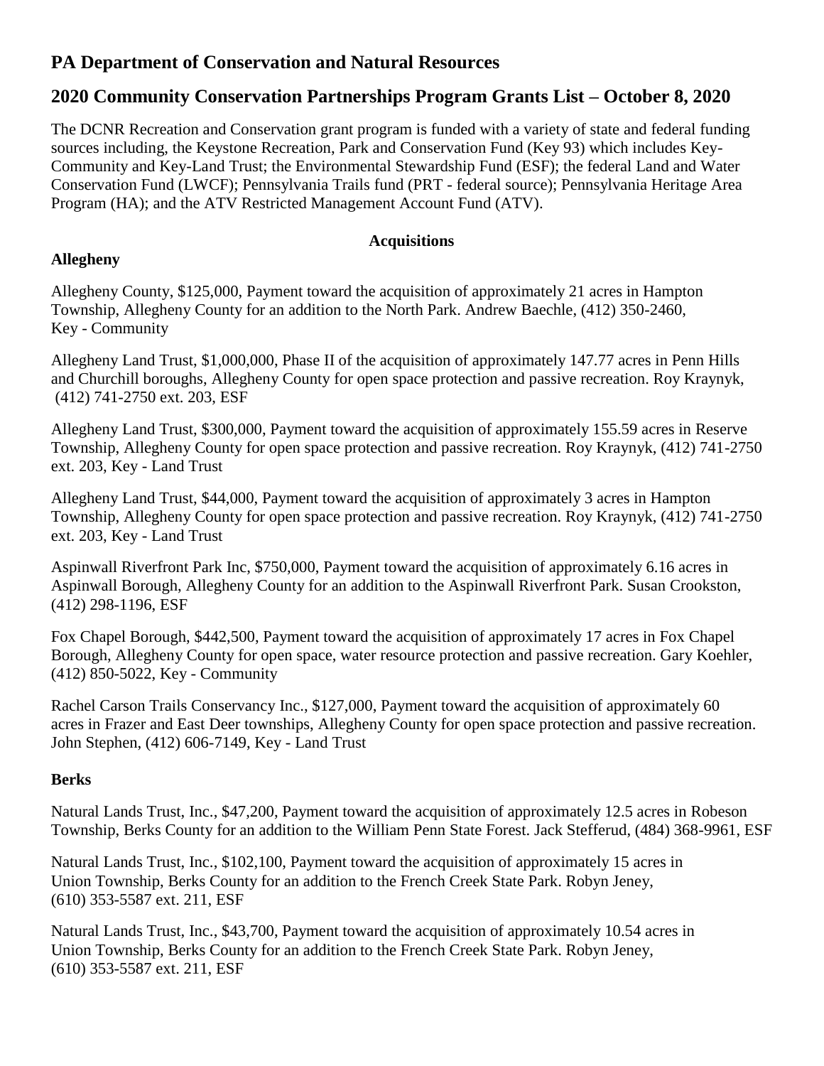# PA Department of Conservation and Natural Resources

## 2020 Community Conservation Partnerships Program Grants List – October 8, 2020

The DCNR Recreation and Conservation grant program is funded with a variety of state and federal funding sources including, the Keystone Recreation, Park and Conservation Fund (Key 93) which includes Key-Community and Key-Land Trust; the Environmental Stewardship Fund (ESF); the federal Land and Water Conservation Fund (LWCF); Pennsylvania Trails fund (PRT - federal source); Pennsylvania Heritage Area Program (HA); and the ATV Restricted Management Account Fund (ATV).

### Acquisitions

**Allegheny**

Allegheny County, $125,000, Payment toward the acquisition of approximately 21 acres in Hampton Township, Allegheny County for an addition to the North Park. Andrew Baechle, (412) 350-2460, Key - Community

Allegheny Land Trust, $1,000,000, Phase II of the acquisition of approximately 147.77 acres in Penn Hills and Churchill boroughs, Allegheny County for open space protection and passive recreation. Roy Kraynyk, (412) 741-2750 ext. 203, ESF

Allegheny Land Trust, $300,000, Payment toward the acquisition of approximately 155.59 acres in Reserve Township, Allegheny County for open space protection and passive recreation. Roy Kraynyk, (412) 741-2750 ext. 203, Key - Land Trust

Allegheny Land Trust, $44,000, Payment toward the acquisition of approximately 3 acres in Hampton Township, Allegheny County for open space protection and passive recreation. Roy Kraynyk, (412) 741-2750 ext. 203, Key - Land Trust

Aspinwall Riverfront Park Inc, $750,000, Payment toward the acquisition of approximately 6.16 acres in Aspinwall Borough, Allegheny County for an addition to the Aspinwall Riverfront Park. Susan Crookston, (412) 298-1196, ESF

Fox Chapel Borough, $442,500, Payment toward the acquisition of approximately 17 acres in Fox Chapel Borough, Allegheny County for open space, water resource protection and passive recreation. Gary Koehler, (412) 850-5022, Key - Community

Rachel Carson Trails Conservancy Inc., $127,000, Payment toward the acquisition of approximately 60 acres in Frazer and East Deer townships, Allegheny County for open space protection and passive recreation. John Stephen, (412) 606-7149, Key - Land Trust

**Berks**

Natural Lands Trust, Inc., $47,200, Payment toward the acquisition of approximately 12.5 acres in Robeson Township, Berks County for an addition to the William Penn State Forest. Jack Stefferud, (484) 368-9961, ESF

Natural Lands Trust, Inc., $102,100, Payment toward the acquisition of approximately 15 acres in Union Township, Berks County for an addition to the French Creek State Park. Robyn Jeney, (610) 353-5587 ext. 211, ESF

Natural Lands Trust, Inc., $43,700, Payment toward the acquisition of approximately 10.54 acres in Union Township, Berks County for an addition to the French Creek State Park. Robyn Jeney, (610) 353-5587 ext. 211, ESF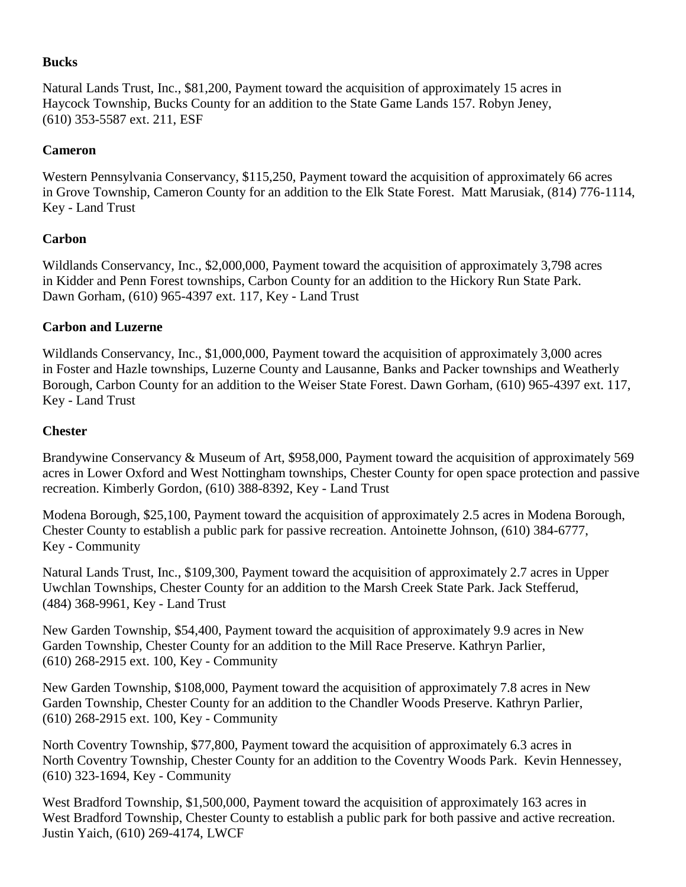**Bucks**

Natural Lands Trust, Inc., $81,200, Payment toward the acquisition of approximately 15 acres in Haycock Township, Bucks County for an addition to the State Game Lands 157. Robyn Jeney, (610) 353-5587 ext. 211, ESF

**Cameron**

Western Pennsylvania Conservancy, $115,250, Payment toward the acquisition of approximately 66 acres in Grove Township, Cameron County for an addition to the Elk State Forest. Matt Marusiak, (814) 776-1114, Key - Land Trust

**Carbon**

Wildlands Conservancy, Inc., $2,000,000, Payment toward the acquisition of approximately 3,798 acres in Kidder and Penn Forest townships, Carbon County for an addition to the Hickory Run State Park. Dawn Gorham, (610) 965-4397 ext. 117, Key - Land Trust

**Carbon and Luzerne**

Wildlands Conservancy, Inc., $1,000,000, Payment toward the acquisition of approximately 3,000 acres in Foster and Hazle townships, Luzerne County and Lausanne, Banks and Packer townships and Weatherly Borough, Carbon County for an addition to the Weiser State Forest. Dawn Gorham, (610) 965-4397 ext. 117, Key - Land Trust

**Chester**

Brandywine Conservancy & Museum of Art, $958,000, Payment toward the acquisition of approximately 569 acres in Lower Oxford and West Nottingham townships, Chester County for open space protection and passive recreation. Kimberly Gordon, (610) 388-8392, Key - Land Trust

Modena Borough, $25,100, Payment toward the acquisition of approximately 2.5 acres in Modena Borough, Chester County to establish a public park for passive recreation. Antoinette Johnson, (610) 384-6777, Key - Community

Natural Lands Trust, Inc., $109,300, Payment toward the acquisition of approximately 2.7 acres in Upper Uwchlan Townships, Chester County for an addition to the Marsh Creek State Park. Jack Stefferud, (484) 368-9961, Key - Land Trust

New Garden Township, $54,400, Payment toward the acquisition of approximately 9.9 acres in New Garden Township, Chester County for an addition to the Mill Race Preserve. Kathryn Parlier, (610) 268-2915 ext. 100, Key - Community

New Garden Township, $108,000, Payment toward the acquisition of approximately 7.8 acres in New Garden Township, Chester County for an addition to the Chandler Woods Preserve. Kathryn Parlier, (610) 268-2915 ext. 100, Key - Community

North Coventry Township, $77,800, Payment toward the acquisition of approximately 6.3 acres in North Coventry Township, Chester County for an addition to the Coventry Woods Park. Kevin Hennessey, (610) 323-1694, Key - Community

West Bradford Township, $1,500,000, Payment toward the acquisition of approximately 163 acres in West Bradford Township, Chester County to establish a public park for both passive and active recreation. Justin Yaich, (610) 269-4174, LWCF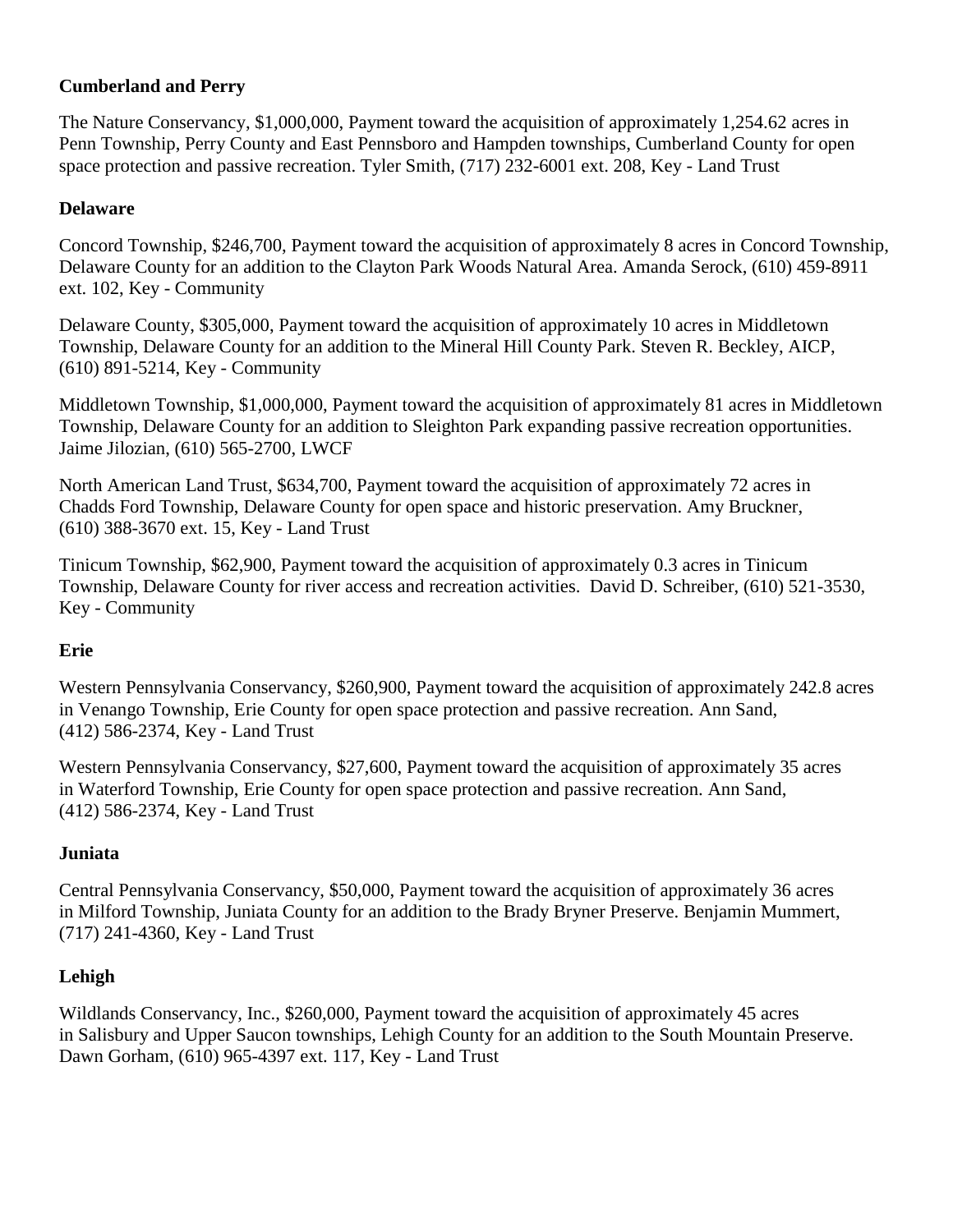**Cumberland and Perry**

The Nature Conservancy, $1,000,000, Payment toward the acquisition of approximately 1,254.62 acres in Penn Township, Perry County and East Pennsboro and Hampden townships, Cumberland County for open space protection and passive recreation. Tyler Smith, (717) 232-6001 ext. 208, Key - Land Trust

**Delaware**

Concord Township, $246,700, Payment toward the acquisition of approximately 8 acres in Concord Township, Delaware County for an addition to the Clayton Park Woods Natural Area. Amanda Serock, (610) 459-8911 ext. 102, Key - Community

Delaware County, $305,000, Payment toward the acquisition of approximately 10 acres in Middletown Township, Delaware County for an addition to the Mineral Hill County Park. Steven R. Beckley, AICP, (610) 891-5214, Key - Community

Middletown Township, $1,000,000, Payment toward the acquisition of approximately 81 acres in Middletown Township, Delaware County for an addition to Sleighton Park expanding passive recreation opportunities. Jaime Jilozian, (610) 565-2700, LWCF

North American Land Trust, $634,700, Payment toward the acquisition of approximately 72 acres in Chadds Ford Township, Delaware County for open space and historic preservation. Amy Bruckner, (610) 388-3670 ext. 15, Key - Land Trust

Tinicum Township, $62,900, Payment toward the acquisition of approximately 0.3 acres in Tinicum Township, Delaware County for river access and recreation activities. David D. Schreiber, (610) 521-3530, Key - Community

**Erie**

Western Pennsylvania Conservancy, $260,900, Payment toward the acquisition of approximately 242.8 acres in Venango Township, Erie County for open space protection and passive recreation. Ann Sand, (412) 586-2374, Key - Land Trust

Western Pennsylvania Conservancy, $27,600, Payment toward the acquisition of approximately 35 acres in Waterford Township, Erie County for open space protection and passive recreation. Ann Sand, (412) 586-2374, Key - Land Trust

**Juniata**

Central Pennsylvania Conservancy, $50,000, Payment toward the acquisition of approximately 36 acres in Milford Township, Juniata County for an addition to the Brady Bryner Preserve. Benjamin Mummert, (717) 241-4360, Key - Land Trust

**Lehigh**

Wildlands Conservancy, Inc., $260,000, Payment toward the acquisition of approximately 45 acres in Salisbury and Upper Saucon townships, Lehigh County for an addition to the South Mountain Preserve. Dawn Gorham, (610) 965-4397 ext. 117, Key - Land Trust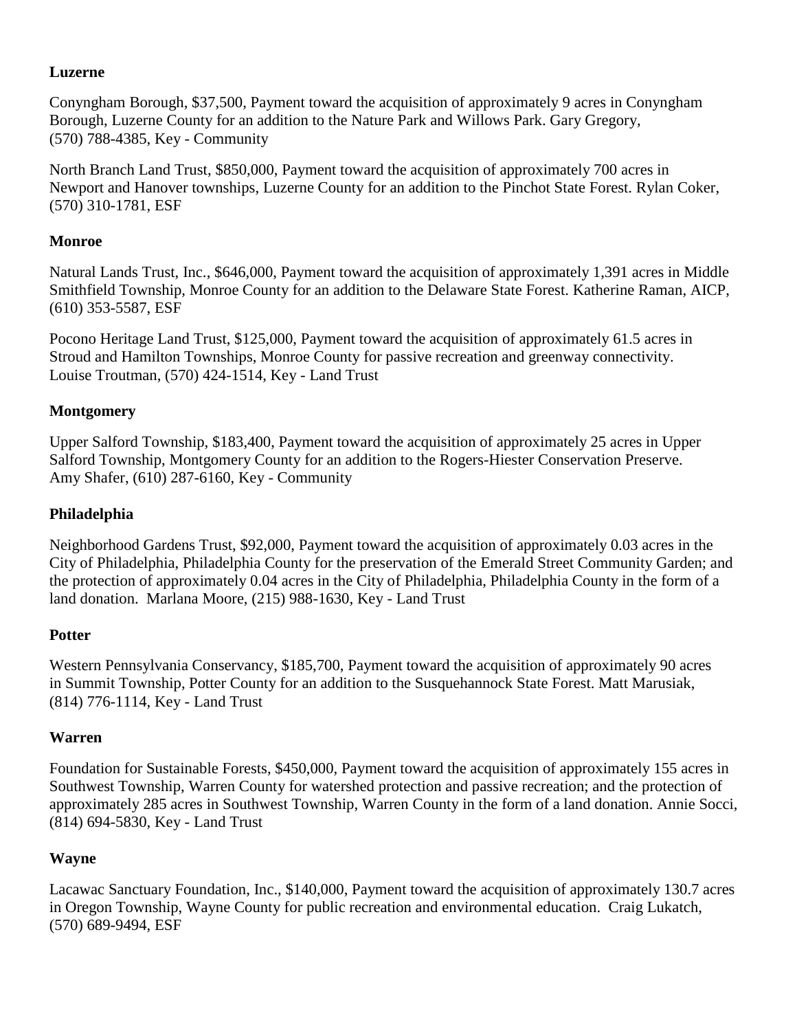**Luzerne**

Conyngham Borough, $37,500, Payment toward the acquisition of approximately 9 acres in Conyngham Borough, Luzerne County for an addition to the Nature Park and Willows Park. Gary Gregory, (570) 788-4385, Key - Community

North Branch Land Trust, $850,000, Payment toward the acquisition of approximately 700 acres in Newport and Hanover townships, Luzerne County for an addition to the Pinchot State Forest. Rylan Coker, (570) 310-1781, ESF

**Monroe**

Natural Lands Trust, Inc., $646,000, Payment toward the acquisition of approximately 1,391 acres in Middle Smithfield Township, Monroe County for an addition to the Delaware State Forest. Katherine Raman, AICP, (610) 353-5587, ESF

Pocono Heritage Land Trust, $125,000, Payment toward the acquisition of approximately 61.5 acres in Stroud and Hamilton Townships, Monroe County for passive recreation and greenway connectivity. Louise Troutman, (570) 424-1514, Key - Land Trust

**Montgomery**

Upper Salford Township, $183,400, Payment toward the acquisition of approximately 25 acres in Upper Salford Township, Montgomery County for an addition to the Rogers-Hiester Conservation Preserve. Amy Shafer, (610) 287-6160, Key - Community

**Philadelphia**

Neighborhood Gardens Trust, $92,000, Payment toward the acquisition of approximately 0.03 acres in the City of Philadelphia, Philadelphia County for the preservation of the Emerald Street Community Garden; and the protection of approximately 0.04 acres in the City of Philadelphia, Philadelphia County in the form of a land donation. Marlana Moore, (215) 988-1630, Key - Land Trust

**Potter**

Western Pennsylvania Conservancy, $185,700, Payment toward the acquisition of approximately 90 acres in Summit Township, Potter County for an addition to the Susquehannock State Forest. Matt Marusiak, (814) 776-1114, Key - Land Trust

**Warren**

Foundation for Sustainable Forests, $450,000, Payment toward the acquisition of approximately 155 acres in Southwest Township, Warren County for watershed protection and passive recreation; and the protection of approximately 285 acres in Southwest Township, Warren County in the form of a land donation. Annie Socci, (814) 694-5830, Key - Land Trust

**Wayne**

Lacawac Sanctuary Foundation, Inc., $140,000, Payment toward the acquisition of approximately 130.7 acres in Oregon Township, Wayne County for public recreation and environmental education. Craig Lukatch, (570) 689-9494, ESF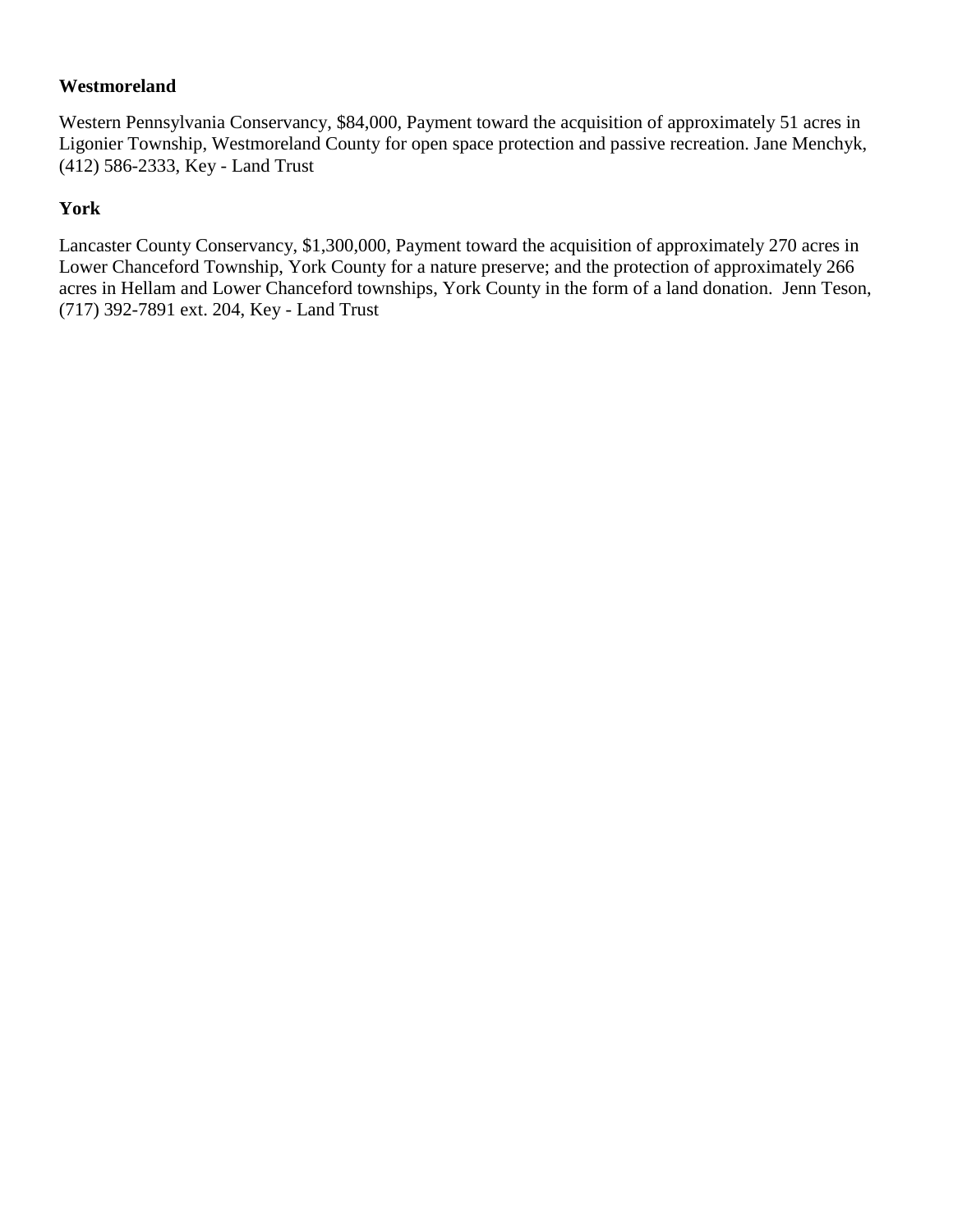**Westmoreland**

Western Pennsylvania Conservancy, $84,000, Payment toward the acquisition of approximately 51 acres in Ligonier Township, Westmoreland County for open space protection and passive recreation. Jane Menchyk, (412) 586-2333, Key - Land Trust

**York**

Lancaster County Conservancy, $1,300,000, Payment toward the acquisition of approximately 270 acres in Lower Chanceford Township, York County for a nature preserve; and the protection of approximately 266 acres in Hellam and Lower Chanceford townships, York County in the form of a land donation. Jenn Teson, (717) 392-7891 ext. 204, Key - Land Trust